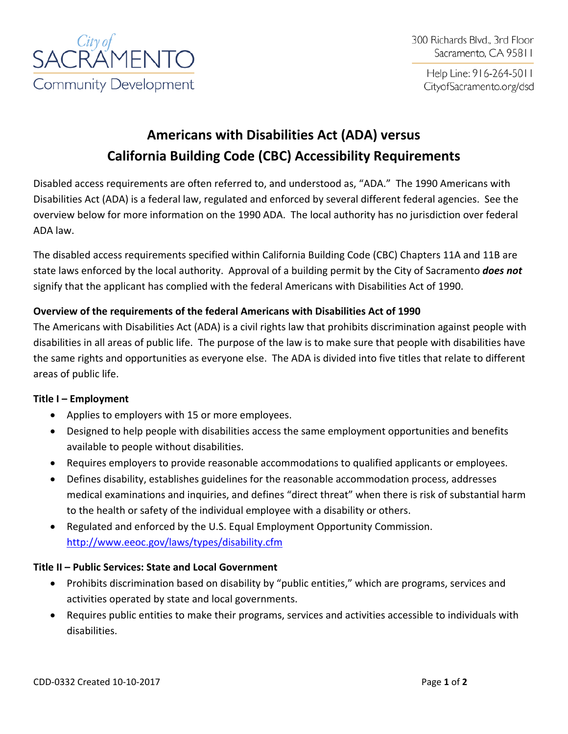City of SACRAMENTO Community Development

300 Richards Blvd., 3rd Floor
Sacramento, CA 95811

Help Line: 916-264-5011
CityofSacramento.org/dsd

# Americans with Disabilities Act (ADA) versus California Building Code (CBC) Accessibility Requirements

Disabled access requirements are often referred to, and understood as, "ADA." The 1990 Americans with Disabilities Act (ADA) is a federal law, regulated and enforced by several different federal agencies. See the overview below for more information on the 1990 ADA. The local authority has no jurisdiction over federal ADA law.

The disabled access requirements specified within California Building Code (CBC) Chapters 11A and 11B are state laws enforced by the local authority. Approval of a building permit by the City of Sacramento ***does not*** signify that the applicant has complied with the federal Americans with Disabilities Act of 1990.

**Overview of the requirements of the federal Americans with Disabilities Act of 1990**

The Americans with Disabilities Act (ADA) is a civil rights law that prohibits discrimination against people with disabilities in all areas of public life. The purpose of the law is to make sure that people with disabilities have the same rights and opportunities as everyone else. The ADA is divided into five titles that relate to different areas of public life.

**Title I – Employment**

- Applies to employers with 15 or more employees.
- Designed to help people with disabilities access the same employment opportunities and benefits available to people without disabilities.
- Requires employers to provide reasonable accommodations to qualified applicants or employees.
- Defines disability, establishes guidelines for the reasonable accommodation process, addresses medical examinations and inquiries, and defines "direct threat" when there is risk of substantial harm to the health or safety of the individual employee with a disability or others.
- Regulated and enforced by the U.S. Equal Employment Opportunity Commission. http://www.eeoc.gov/laws/types/disability.cfm

**Title II – Public Services: State and Local Government**

- Prohibits discrimination based on disability by "public entities," which are programs, services and activities operated by state and local governments.
- Requires public entities to make their programs, services and activities accessible to individuals with disabilities.

CDD-0332 Created 10-10-2017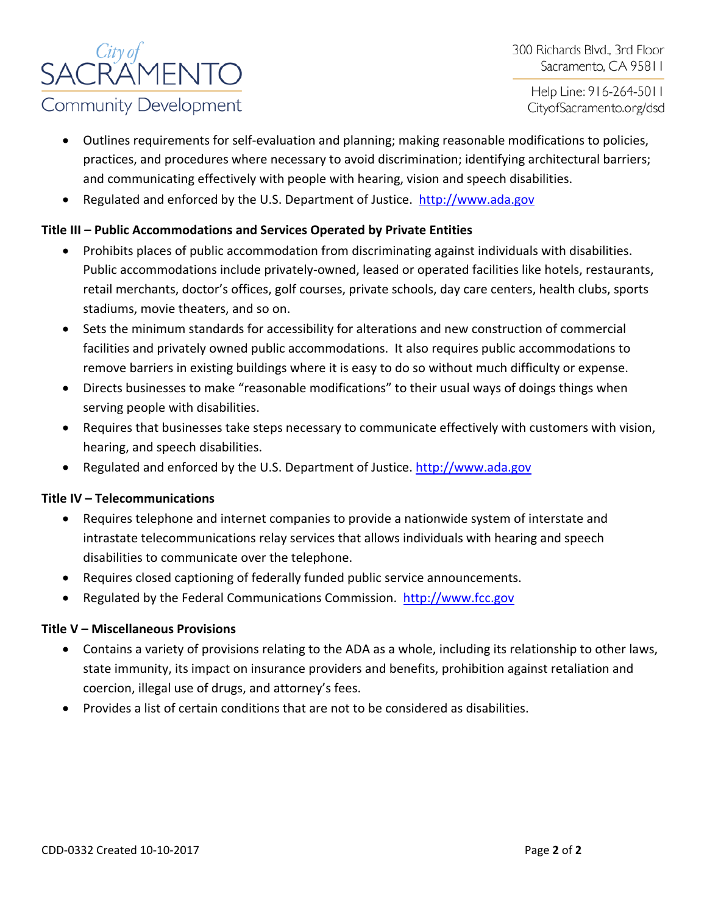- Outlines requirements for self-evaluation and planning; making reasonable modifications to policies, practices, and procedures where necessary to avoid discrimination; identifying architectural barriers; and communicating effectively with people with hearing, vision and speech disabilities.
- Regulated and enforced by the U.S. Department of Justice. http://www.ada.gov

**Title III – Public Accommodations and Services Operated by Private Entities**

- Prohibits places of public accommodation from discriminating against individuals with disabilities. Public accommodations include privately-owned, leased or operated facilities like hotels, restaurants, retail merchants, doctor's offices, golf courses, private schools, day care centers, health clubs, sports stadiums, movie theaters, and so on.
- Sets the minimum standards for accessibility for alterations and new construction of commercial facilities and privately owned public accommodations. It also requires public accommodations to remove barriers in existing buildings where it is easy to do so without much difficulty or expense.
- Directs businesses to make "reasonable modifications" to their usual ways of doings things when serving people with disabilities.
- Requires that businesses take steps necessary to communicate effectively with customers with vision, hearing, and speech disabilities.
- Regulated and enforced by the U.S. Department of Justice. http://www.ada.gov

**Title IV – Telecommunications**

- Requires telephone and internet companies to provide a nationwide system of interstate and intrastate telecommunications relay services that allows individuals with hearing and speech disabilities to communicate over the telephone.
- Requires closed captioning of federally funded public service announcements.
- Regulated by the Federal Communications Commission. http://www.fcc.gov

**Title V – Miscellaneous Provisions**

- Contains a variety of provisions relating to the ADA as a whole, including its relationship to other laws, state immunity, its impact on insurance providers and benefits, prohibition against retaliation and coercion, illegal use of drugs, and attorney's fees.
- Provides a list of certain conditions that are not to be considered as disabilities.